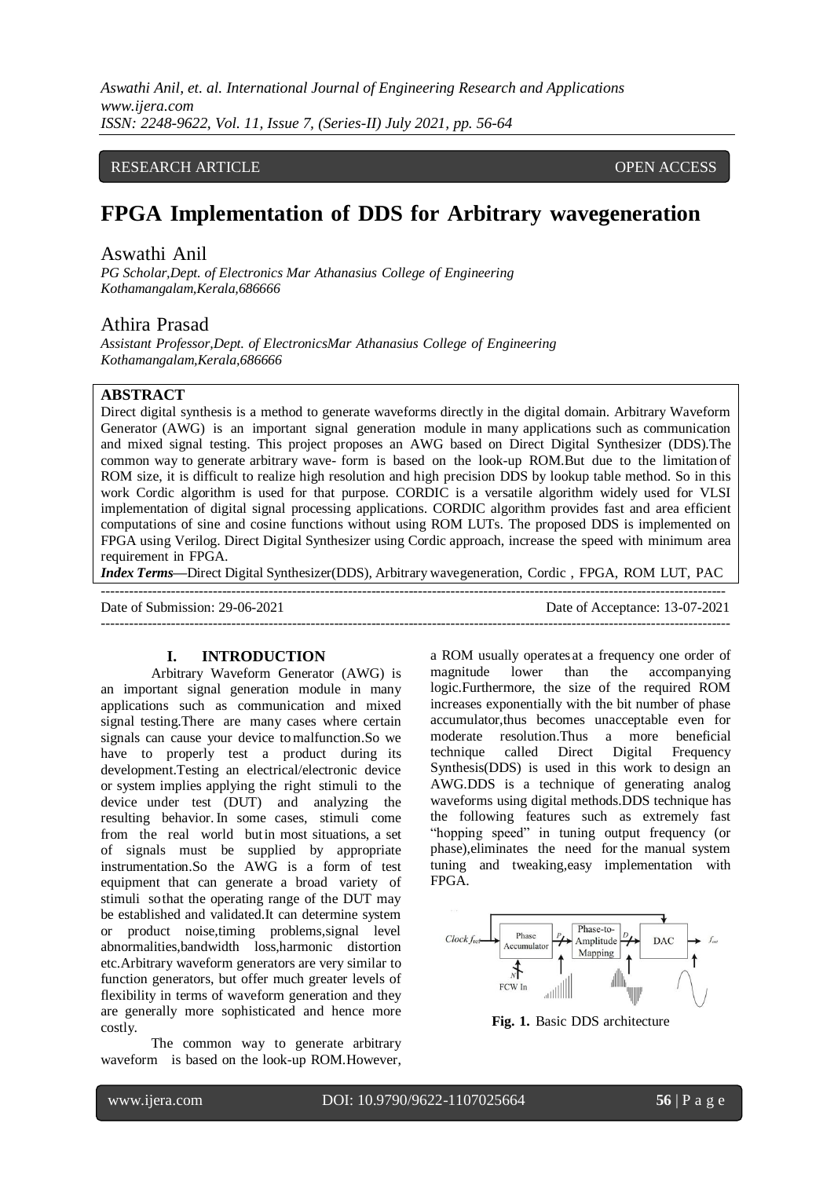RESEARCH ARTICLE OPEN ACCESS

# FPGA Implementation of DDS for Arbitrary wavegeneration

## Aswathi Anil

*PG Scholar,Dept. of Electronics Mar Athanasius College of Engineering Kothamangalam,Kerala,686666*

## Athira Prasad

*Assistant Professor,Dept. of ElectronicsMar Athanasius College of Engineering Kothamangalam,Kerala,686666*

**ABSTRACT**

Direct digital synthesis is a method to generate waveforms directly in the digital domain. Arbitrary Waveform Generator (AWG) is an important signal generation module in many applications such as communication and mixed signal testing. This project proposes an AWG based on Direct Digital Synthesizer (DDS).The common way to generate arbitrary wave- form is based on the look-up ROM.But due to the limitation of ROM size, it is difficult to realize high resolution and high precision DDS by lookup table method. So in this work Cordic algorithm is used for that purpose. CORDIC is a versatile algorithm widely used for VLSI implementation of digital signal processing applications. CORDIC algorithm provides fast and area efficient computations of sine and cosine functions without using ROM LUTs. The proposed DDS is implemented on FPGA using Verilog. Direct Digital Synthesizer using Cordic approach, increase the speed with minimum area requirement in FPGA.

***Index Terms***—Direct Digital Synthesizer(DDS), Arbitrary wavegeneration, Cordic , FPGA, ROM LUT, PAC

---

Date of Submission: 29-06-2021 Date of Acceptance: 13-07-2021

---

## I. INTRODUCTION

Arbitrary Waveform Generator (AWG) is an important signal generation module in many applications such as communication and mixed signal testing.There are many cases where certain signals can cause your device to malfunction.So we have to properly test a product during its development.Testing an electrical/electronic device or system implies applying the right stimuli to the device under test (DUT) and analyzing the resulting behavior. In some cases, stimuli come from the real world but in most situations, a set of signals must be supplied by appropriate instrumentation.So the AWG is a form of test equipment that can generate a broad variety of stimuli so that the operating range of the DUT may be established and validated.It can determine system or product noise,timing problems,signal level abnormalities,bandwidth loss,harmonic distortion etc.Arbitrary waveform generators are very similar to function generators, but offer much greater levels of flexibility in terms of waveform generation and they are generally more sophisticated and hence more costly.

The common way to generate arbitrary waveform is based on the look-up ROM.However, a ROM usually operates at a frequency one order of magnitude lower than the accompanying logic.Furthermore, the size of the required ROM increases exponentially with the bit number of phase accumulator,thus becomes unacceptable even for moderate resolution.Thus a more beneficial technique called Direct Digital Frequency Synthesis(DDS) is used in this work to design an AWG.DDS is a technique of generating analog waveforms using digital methods.DDS technique has the following features such as extremely fast "hopping speed" in tuning output frequency (or phase),eliminates the need for the manual system tuning and tweaking,easy implementation with FPGA.

**Fig. 1.** Basic DDS architecture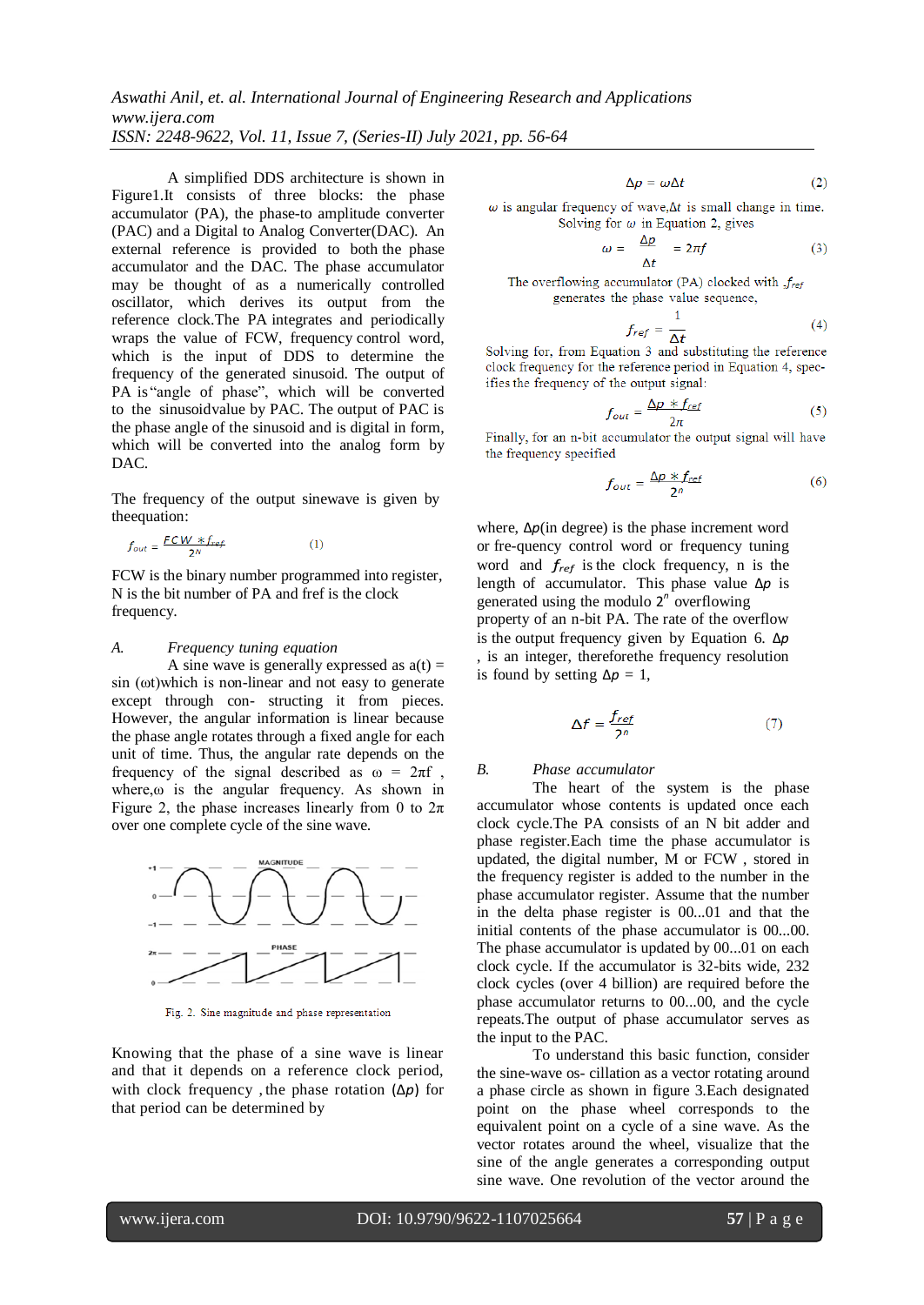A simplified DDS architecture is shown in Figure1.It consists of three blocks: the phase accumulator (PA), the phase-to amplitude converter (PAC) and a Digital to Analog Converter(DAC). An external reference is provided to both the phase accumulator and the DAC. The phase accumulator may be thought of as a numerically controlled oscillator, which derives its output from the reference clock.The PA integrates and periodically wraps the value of FCW, frequency control word, which is the input of DDS to determine the frequency of the generated sinusoid. The output of PA is "angle of phase", which will be converted to the sinusoidvalue by PAC. The output of PAC is the phase angle of the sinusoid and is digital in form, which will be converted into the analog form by DAC.

The frequency of the output sinewave is given by theequation:

$$f_{out} = \frac{FCW * f_{ref}}{2^N} \qquad (1)$$

FCW is the binary number programmed into register, N is the bit number of PA and fref is the clock frequency.

### A. Frequency tuning equation

A sine wave is generally expressed as a(t) = sin (ωt)which is non-linear and not easy to generate except through con- structing it from pieces. However, the angular information is linear because the phase angle rotates through a fixed angle for each unit of time. Thus, the angular rate depends on the frequency of the signal described as $\omega = 2\pi f$ , where,ω is the angular frequency. As shown in Figure 2, the phase increases linearly from 0 to $2\pi$ over one complete cycle of the sine wave.

Fig. 2. Sine magnitude and phase representation

Knowing that the phase of a sine wave is linear and that it depends on a reference clock period, with clock frequency , the phase rotation ($\Delta p$) for that period can be determined by

$$\Delta p = \omega \Delta t \qquad (2)$$

$\omega$ is angular frequency of wave,$\Delta t$ is small change in time. Solving for $\omega$ in Equation 2, gives

$$\omega = \frac{\Delta p}{\Delta t} = 2\pi f \qquad (3)$$

The overflowing accumulator (PA) clocked with $f_{ref}$ generates the phase value sequence,

$$f_{ref} = \frac{1}{\Delta t} \qquad (4)$$

Solving for, from Equation 3 and substituting the reference clock frequency for the reference period in Equation 4, specifies the frequency of the output signal:

$$f_{out} = \frac{\Delta p * f_{ref}}{2\pi} \qquad (5)$$

Finally, for an n-bit accumulator the output signal will have the frequency specified

$$f_{out} = \frac{\Delta p * f_{ref}}{2^n} \qquad (6)$$

where, $\Delta p$(in degree) is the phase increment word or fre-quency control word or frequency tuning word and $f_{ref}$ is the clock frequency, n is the length of accumulator. This phase value $\Delta p$ is generated using the modulo $2^n$ overflowing property of an n-bit PA. The rate of the overflow is the output frequency given by Equation 6. $\Delta p$ , is an integer, thereforethe frequency resolution is found by setting $\Delta p = 1$,

$$\Delta f = \frac{f_{ref}}{2^n} \qquad (7)$$

### B. Phase accumulator

The heart of the system is the phase accumulator whose contents is updated once each clock cycle.The PA consists of an N bit adder and phase register.Each time the phase accumulator is updated, the digital number, M or FCW , stored in the frequency register is added to the number in the phase accumulator register. Assume that the number in the delta phase register is 00...01 and that the initial contents of the phase accumulator is 00...00. The phase accumulator is updated by 00...01 on each clock cycle. If the accumulator is 32-bits wide, 232 clock cycles (over 4 billion) are required before the phase accumulator returns to 00...00, and the cycle repeats.The output of phase accumulator serves as the input to the PAC.

To understand this basic function, consider the sine-wave os- cillation as a vector rotating around a phase circle as shown in figure 3.Each designated point on the phase wheel corresponds to the equivalent point on a cycle of a sine wave. As the vector rotates around the wheel, visualize that the sine of the angle generates a corresponding output sine wave. One revolution of the vector around the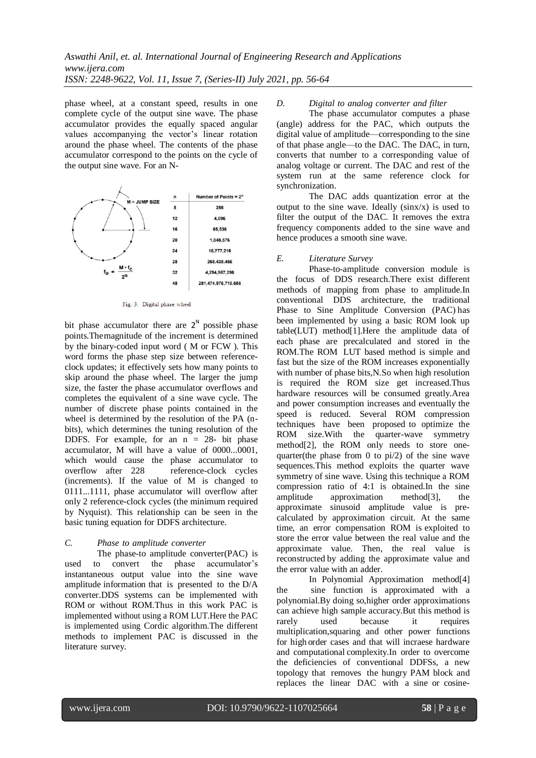phase wheel, at a constant speed, results in one complete cycle of the output sine wave. The phase accumulator provides the equally spaced angular values accompanying the vector's linear rotation around the phase wheel. The contents of the phase accumulator correspond to the points on the cycle of the output sine wave. For an N-

| n | Number of Points = $2^n$ |
|---|---|
| 8 | 256 |
| 12 | 4,096 |
| 16 | 65,536 |
| 20 | 1,048,576 |
| 24 | 16,777,216 |
| 28 | 268,435,456 |
| 32 | 4,294,967,296 |
| 48 | 281,474,976,710,656 |

$$f_o = \frac{M \cdot f_c}{2^n}$$

Fig. 3. Digital phase wheel

bit phase accumulator there are $2^N$ possible phase points.Themagnitude of the increment is determined by the binary-coded input word ( M or FCW ). This word forms the phase step size between reference-clock updates; it effectively sets how many points to skip around the phase wheel. The larger the jump size, the faster the phase accumulator overflows and completes the equivalent of a sine wave cycle. The number of discrete phase points contained in the wheel is determined by the resolution of the PA (n-bits), which determines the tuning resolution of the DDFS. For example, for an n = 28- bit phase accumulator, M will have a value of 0000...0001, which would cause the phase accumulator to overflow after 228 reference-clock cycles (increments). If the value of M is changed to 0111...1111, phase accumulator will overflow after only 2 reference-clock cycles (the minimum required by Nyquist). This relationship can be seen in the basic tuning equation for DDFS architecture.

### *C. Phase to amplitude converter*

The phase-to amplitude converter(PAC) is used to convert the phase accumulator's instantaneous output value into the sine wave amplitude information that is presented to the D/A converter.DDS systems can be implemented with ROM or without ROM.Thus in this work PAC is implemented without using a ROM LUT.Here the PAC is implemented using Cordic algorithm.The different methods to implement PAC is discussed in the literature survey.

### *D. Digital to analog converter and filter*

The phase accumulator computes a phase (angle) address for the PAC, which outputs the digital value of amplitude—corresponding to the sine of that phase angle—to the DAC. The DAC, in turn, converts that number to a corresponding value of analog voltage or current. The DAC and rest of the system run at the same reference clock for synchronization.

The DAC adds quantization error at the output to the sine wave. Ideally (sinx/x) is used to filter the output of the DAC. It removes the extra frequency components added to the sine wave and hence produces a smooth sine wave.

### *E. Literature Survey*

Phase-to-amplitude conversion module is the focus of DDS research.There exist different methods of mapping from phase to amplitude.In conventional DDS architecture, the traditional Phase to Sine Amplitude Conversion (PAC) has been implemented by using a basic ROM look up table(LUT) method[1].Here the amplitude data of each phase are precalculated and stored in the ROM.The ROM LUT based method is simple and fast but the size of the ROM increases exponentially with number of phase bits,N.So when high resolution is required the ROM size get increased.Thus hardware resources will be consumed greatly.Area and power consumption increases and eventually the speed is reduced. Several ROM compression techniques have been proposed to optimize the ROM size.With the quarter-wave symmetry method[2], the ROM only needs to store one-quarter(the phase from 0 to pi/2) of the sine wave sequences.This method exploits the quarter wave symmetry of sine wave. Using this technique a ROM compression ratio of 4:1 is obtained.In the sine amplitude approximation method[3], the approximate sinusoid amplitude value is pre-calculated by approximation circuit. At the same time, an error compensation ROM is exploited to store the error value between the real value and the approximate value. Then, the real value is reconstructed by adding the approximate value and the error value with an adder.

In Polynomial Approximation method[4] the sine function is approximated with a polynomial.By doing so,higher order approximations can achieve high sample accuracy.But this method is rarely used because it requires multiplication,squaring and other power functions for high order cases and that will incraese hardware and computational complexity.In order to overcome the deficiencies of conventional DDFSs, a new topology that removes the hungry PAM block and replaces the linear DAC with a sine or cosine-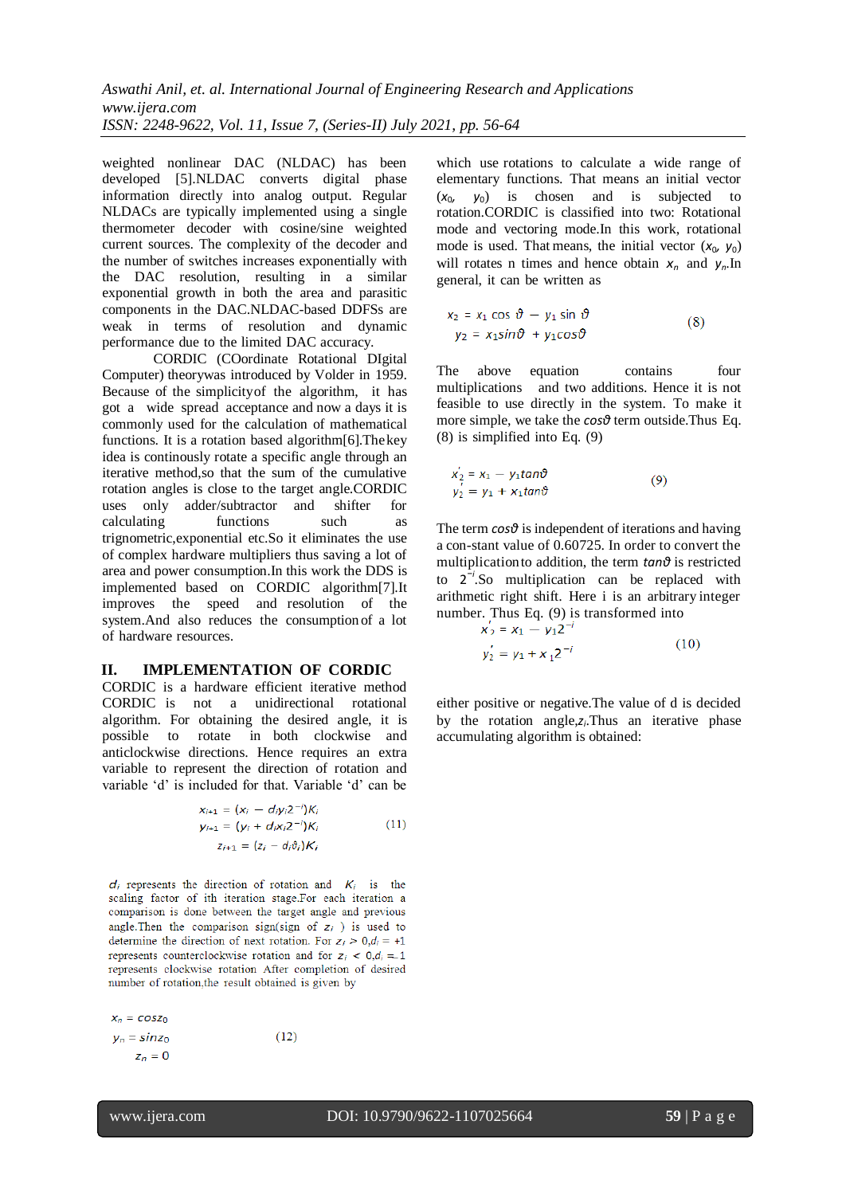weighted nonlinear DAC (NLDAC) has been developed [5].NLDAC converts digital phase information directly into analog output. Regular NLDACs are typically implemented using a single thermometer decoder with cosine/sine weighted current sources. The complexity of the decoder and the number of switches increases exponentially with the DAC resolution, resulting in a similar exponential growth in both the area and parasitic components in the DAC.NLDAC-based DDFSs are weak in terms of resolution and dynamic performance due to the limited DAC accuracy.

CORDIC (COordinate Rotational DIgital Computer) theorywas introduced by Volder in 1959. Because of the simplicityof the algorithm, it has got a wide spread acceptance and now a days it is commonly used for the calculation of mathematical functions. It is a rotation based algorithm[6].The key idea is continously rotate a specific angle through an iterative method,so that the sum of the cumulative rotation angles is close to the target angle.CORDIC uses only adder/subtractor and shifter for calculating functions such as trignometric,exponential etc.So it eliminates the use of complex hardware multipliers thus saving a lot of area and power consumption.In this work the DDS is implemented based on CORDIC algorithm[7].It improves the speed and resolution of the system.And also reduces the consumption of a lot of hardware resources.

## II. IMPLEMENTATION OF CORDIC

CORDIC is a hardware efficient iterative method CORDIC is not a unidirectional rotational algorithm. For obtaining the desired angle, it is possible to rotate in both clockwise and anticlockwise directions. Hence requires an extra variable to represent the direction of rotation and variable 'd' is included for that. Variable 'd' can be either positive or negative.The value of d is decided by the rotation angle,$z_i$.Thus an iterative phase accumulating algorithm is obtained:

$$
\begin{aligned}
x_{i+1} &= (x_i - d_i y_i 2^{-i})K_i \\
y_{i+1} &= (y_i + d_i x_i 2^{-i})K_i \\
z_{i+1} &= (z_i - d_i \vartheta_i)K_i
\end{aligned}
\qquad (11)
$$

$d_i$ represents the direction of rotation and $K_i$ is the scaling factor of ith iteration stage.For each iteration a comparison is done between the target angle and previous angle.Then the comparison sign(sign of $z_i$ ) is used to determine the direction of next rotation. For $z_i > 0, d_i = +1$ represents counterclockwise rotation and for $z_i < 0, d_i = -1$ represents clockwise rotation After completion of desired number of rotation,the result obtained is given by

$$
\begin{aligned}
x_n &= \cos z_0 \\
y_n &= \sin z_0 \\
z_n &= 0
\end{aligned}
\qquad (12)
$$

which use rotations to calculate a wide range of elementary functions. That means an initial vector $(x_0, y_0)$ is chosen and is subjected to rotation.CORDIC is classified into two: Rotational mode and vectoring mode.In this work, rotational mode is used. That means, the initial vector $(x_0, y_0)$ will rotates n times and hence obtain $x_n$ and $y_n$.In general, it can be written as

$$
\begin{aligned}
x_2 &= x_1 \cos\vartheta - y_1 \sin\vartheta \\
y_2 &= x_1 \sin\vartheta + y_1 \cos\vartheta
\end{aligned}
\qquad (8)
$$

The above equation contains four multiplications and two additions. Hence it is not feasible to use directly in the system. To make it more simple, we take the $\cos\vartheta$ term outside.Thus Eq. (8) is simplified into Eq. (9)

$$
\begin{aligned}
x_2' &= x_1 - y_1 \tan\vartheta \\
y_2' &= y_1 + x_1 \tan\vartheta
\end{aligned}
\qquad (9)
$$

The term $\cos\vartheta$ is independent of iterations and having a con-stant value of 0.60725. In order to convert the multiplicationto addition, the term $\tan\vartheta$ is restricted to $2^{-i}$.So multiplication can be replaced with arithmetic right shift. Here i is an arbitrary integer number. Thus Eq. (9) is transformed into

$$
\begin{aligned}
x_2' &= x_1 - y_1 2^{-i} \\
y_2' &= y_1 + x_1 2^{-i}
\end{aligned}
\qquad (10)
$$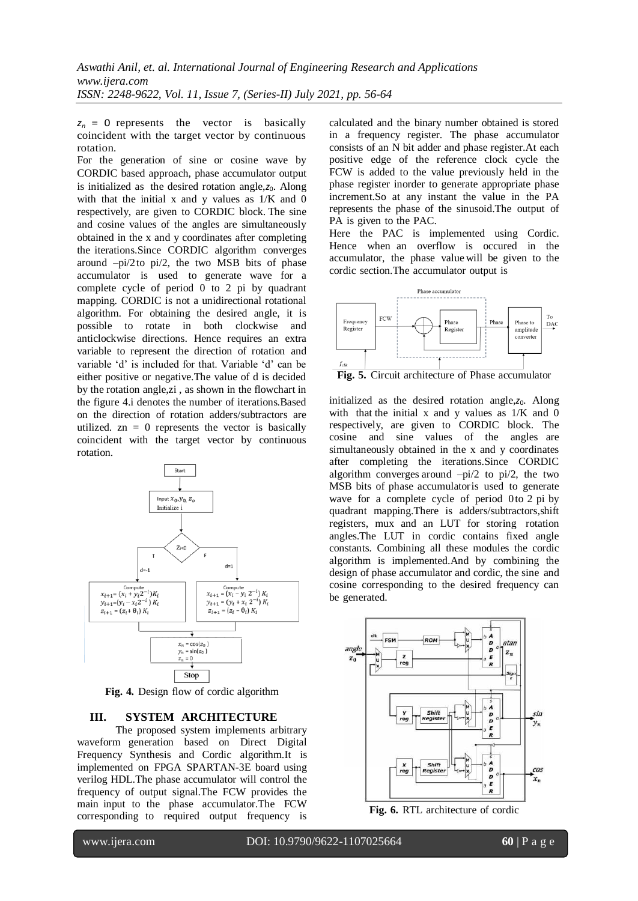$z_n = 0$ represents the vector is basically coincident with the target vector by continuous rotation.

For the generation of sine or cosine wave by CORDIC based approach, phase accumulator output is initialized as the desired rotation angle,$z_0$. Along with that the initial x and y values as 1/K and 0 respectively, are given to CORDIC block. The sine and cosine values of the angles are simultaneously obtained in the x and y coordinates after completing the iterations.Since CORDIC algorithm converges around –pi/2 to pi/2, the two MSB bits of phase accumulator is used to generate wave for a complete cycle of period 0 to 2 pi by quadrant mapping. CORDIC is not a unidirectional rotational algorithm. For obtaining the desired angle, it is possible to rotate in both clockwise and anticlockwise directions. Hence requires an extra variable to represent the direction of rotation and variable 'd' is included for that. Variable 'd' can be either positive or negative.The value of d is decided by the rotation angle,zi , as shown in the flowchart in the figure 4.i denotes the number of iterations.Based on the direction of rotation adders/subtractors are utilized. zn = 0 represents the vector is basically coincident with the target vector by continuous rotation.

**Fig. 4.** Design flow of cordic algorithm

## III. SYSTEM ARCHITECTURE

The proposed system implements arbitrary waveform generation based on Direct Digital Frequency Synthesis and Cordic algorithm.It is implemented on FPGA SPARTAN-3E board using verilog HDL.The phase accumulator will control the frequency of output signal.The FCW provides the main input to the phase accumulator.The FCW corresponding to required output frequency is calculated and the binary number obtained is stored in a frequency register. The phase accumulator consists of an N bit adder and phase register.At each positive edge of the reference clock cycle the FCW is added to the value previously held in the phase register inorder to generate appropriate phase increment.So at any instant the value in the PA represents the phase of the sinusoid.The output of PA is given to the PAC.

Here the PAC is implemented using Cordic. Hence when an overflow is occured in the accumulator, the phase value will be given to the cordic section.The accumulator output is

**Fig. 5.** Circuit architecture of Phase accumulator

initialized as the desired rotation angle,$z_0$. Along with that the initial x and y values as 1/K and 0 respectively, are given to CORDIC block. The cosine and sine values of the angles are simultaneously obtained in the x and y coordinates after completing the iterations.Since CORDIC algorithm converges around –pi/2 to pi/2, the two MSB bits of phase accumulatoris used to generate wave for a complete cycle of period 0to 2 pi by quadrant mapping.There is adders/subtractors,shift registers, mux and an LUT for storing rotation angles.The LUT in cordic contains fixed angle constants. Combining all these modules the cordic algorithm is implemented.And by combining the design of phase accumulator and cordic, the sine and cosine corresponding to the desired frequency can be generated.

**Fig. 6.** RTL architecture of cordic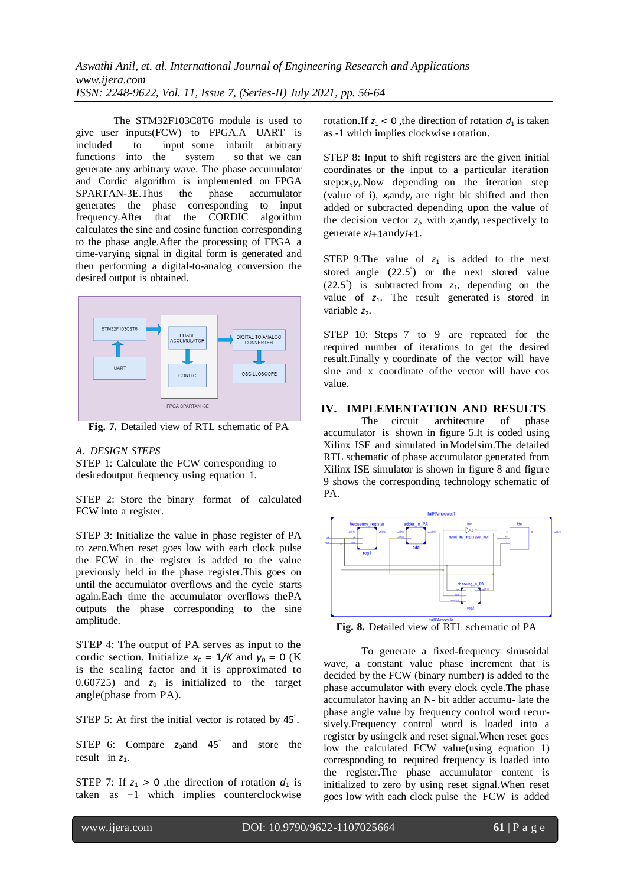The STM32F103C8T6 module is used to give user inputs(FCW) to FPGA.A UART is included to input some inbuilt arbitrary functions into the system so that we can generate any arbitrary wave. The phase accumulator and Cordic algorithm is implemented on FPGA SPARTAN-3E.Thus the phase accumulator generates the phase corresponding to input frequency.After that the CORDIC algorithm calculates the sine and cosine function corresponding to the phase angle.After the processing of FPGA a time-varying signal in digital form is generated and then performing a digital-to-analog conversion the desired output is obtained.

**Fig. 7.** Detailed view of RTL schematic of PA

### A. DESIGN STEPS

STEP 1: Calculate the FCW corresponding to desiredoutput frequency using equation 1.

STEP 2: Store the binary format of calculated FCW into a register.

STEP 3: Initialize the value in phase register of PA to zero.When reset goes low with each clock pulse the FCW in the register is added to the value previously held in the phase register.This goes on until the accumulator overflows and the cycle starts again.Each time the accumulator overflows thePA outputs the phase corresponding to the sine amplitude.

STEP 4: The output of PA serves as input to the cordic section. Initialize $x_0 = 1/K$ and $y_0 = 0$ (K is the scaling factor and it is approximated to 0.60725) and $z_0$ is initialized to the target angle(phase from PA).

STEP 5: At first the initial vector is rotated by $45^{\circ}$.

STEP 6: Compare $z_0$and $45^{\circ}$ and store the result in $z_1$.

STEP 7: If $z_1 > 0$ ,the direction of rotation $d_1$ is taken as +1 which implies counterclockwise rotation.If $z_1 < 0$ ,the direction of rotation $d_1$ is taken as -1 which implies clockwise rotation.

STEP 8: Input to shift registers are the given initial coordinates or the input to a particular iteration step:$x_i$,$y_i$.Now depending on the iteration step (value of i), $x_i$and$y_i$ are right bit shifted and then added or subtracted depending upon the value of the decision vector $z_i$, with $x_i$and$y_i$ respectively to generate $x_{i+1}$and$y_{i+1}$.

STEP 9:The value of $z_1$ is added to the next stored angle ($22.5^{\circ}$) or the next stored value ($22.5^{\circ}$) is subtracted from $z_1$, depending on the value of $z_1$. The result generated is stored in variable $z_2$.

STEP 10: Steps 7 to 9 are repeated for the required number of iterations to get the desired result.Finally y coordinate of the vector will have sine and x coordinate of the vector will have cos value.

## IV. IMPLEMENTATION AND RESULTS

The circuit architecture of phase accumulator is shown in figure 5.It is coded using Xilinx ISE and simulated in Modelsim.The detailed RTL schematic of phase accumulator generated from Xilinx ISE simulator is shown in figure 8 and figure 9 shows the corresponding technology schematic of PA.

**Fig. 8.** Detailed view of RTL schematic of PA

To generate a fixed-frequency sinusoidal wave, a constant value phase increment that is decided by the FCW (binary number) is added to the phase accumulator with every clock cycle.The phase accumulator having an N- bit adder accumu- late the phase angle value by frequency control word recur- sively.Frequency control word is loaded into a register by usingclk and reset signal.When reset goes low the calculated FCW value(using equation 1) corresponding to required frequency is loaded into the register.The phase accumulator content is initialized to zero by using reset signal.When reset goes low with each clock pulse the FCW is added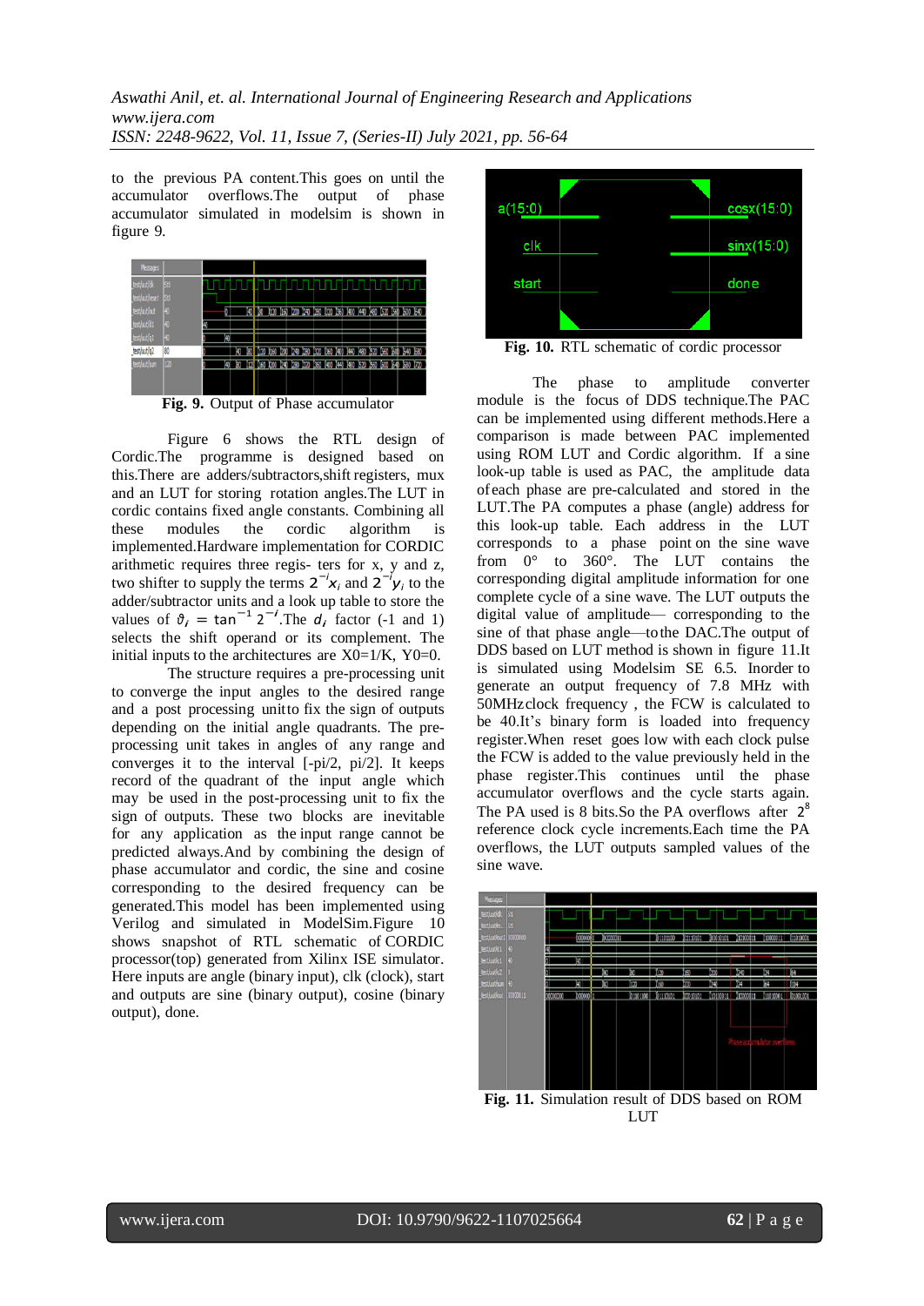to the previous PA content.This goes on until the accumulator overflows.The output of phase accumulator simulated in modelsim is shown in figure 9.

**Fig. 9.** Output of Phase accumulator

Figure 6 shows the RTL design of Cordic.The programme is designed based on this.There are adders/subtractors,shift registers, mux and an LUT for storing rotation angles.The LUT in cordic contains fixed angle constants. Combining all these modules the cordic algorithm is implemented.Hardware implementation for CORDIC arithmetic requires three regis- ters for x, y and z, two shifter to supply the terms $2^{-i}x_i$ and $2^{-i}y_i$ to the adder/subtractor units and a look up table to store the values of $\vartheta_i = \tan^{-1} 2^{-i}$.The $d_i$ factor (-1 and 1) selects the shift operand or its complement. The initial inputs to the architectures are X0=1/K, Y0=0.

The structure requires a pre-processing unit to converge the input angles to the desired range and a post processing unitto fix the sign of outputs depending on the initial angle quadrants. The pre-processing unit takes in angles of any range and converges it to the interval [-pi/2, pi/2]. It keeps record of the quadrant of the input angle which may be used in the post-processing unit to fix the sign of outputs. These two blocks are inevitable for any application as the input range cannot be predicted always.And by combining the design of phase accumulator and cordic, the sine and cosine corresponding to the desired frequency can be generated.This model has been implemented using Verilog and simulated in ModelSim.Figure 10 shows snapshot of RTL schematic of CORDIC processor(top) generated from Xilinx ISE simulator. Here inputs are angle (binary input), clk (clock), start and outputs are sine (binary output), cosine (binary output), done.

**Fig. 10.** RTL schematic of cordic processor

The phase to amplitude converter module is the focus of DDS technique.The PAC can be implemented using different methods.Here a comparison is made between PAC implemented using ROM LUT and Cordic algorithm. If a sine look-up table is used as PAC, the amplitude data ofeach phase are pre-calculated and stored in the LUT.The PA computes a phase (angle) address for this look-up table. Each address in the LUT corresponds to a phase point on the sine wave from 0° to 360°. The LUT contains the corresponding digital amplitude information for one complete cycle of a sine wave. The LUT outputs the digital value of amplitude— corresponding to the sine of that phase angle—tothe DAC.The output of DDS based on LUT method is shown in figure 11.It is simulated using Modelsim SE 6.5. Inorder to generate an output frequency of 7.8 MHz with 50MHzclock frequency , the FCW is calculated to be 40.It's binary form is loaded into frequency register.When reset goes low with each clock pulse the FCW is added to the value previously held in the phase register.This continues until the phase accumulator overflows and the cycle starts again. The PA used is 8 bits.So the PA overflows after $2^8$ reference clock cycle increments.Each time the PA overflows, the LUT outputs sampled values of the sine wave.

**Fig. 11.** Simulation result of DDS based on ROM LUT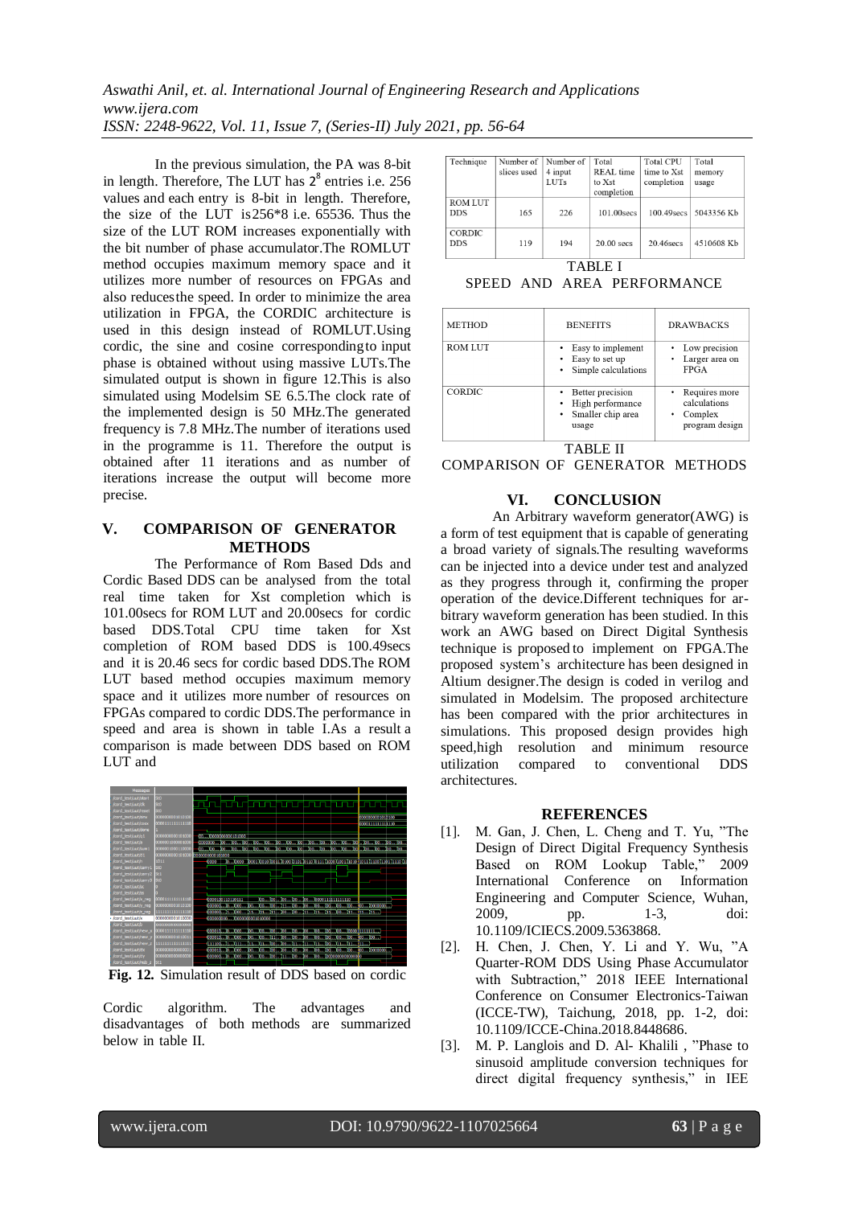In the previous simulation, the PA was 8-bit in length. Therefore, The LUT has $2^8$ entries i.e. 256 values and each entry is 8-bit in length. Therefore, the size of the LUT is256*8 i.e. 65536. Thus the size of the LUT ROM increases exponentially with the bit number of phase accumulator.The ROMLUT method occupies maximum memory space and it utilizes more number of resources on FPGAs and also reducesthe speed. In order to minimize the area utilization in FPGA, the CORDIC architecture is used in this design instead of ROMLUT.Using cordic, the sine and cosine correspondingto input phase is obtained without using massive LUTs.The simulated output is shown in figure 12.This is also simulated using Modelsim SE 6.5.The clock rate of the implemented design is 50 MHz.The generated frequency is 7.8 MHz.The number of iterations used in the programme is 11. Therefore the output is obtained after 11 iterations and as number of iterations increase the output will become more precise.

## V. COMPARISON OF GENERATOR METHODS

The Performance of Rom Based Dds and Cordic Based DDS can be analysed from the total real time taken for Xst completion which is 101.00secs for ROM LUT and 20.00secs for cordic based DDS.Total CPU time taken for Xst completion of ROM based DDS is 100.49secs and it is 20.46 secs for cordic based DDS.The ROM LUT based method occupies maximum memory space and it utilizes more number of resources on FPGAs compared to cordic DDS.The performance in speed and area is shown in table I.As a result a comparison is made between DDS based on ROM LUT and

**Fig. 12.** Simulation result of DDS based on cordic

Cordic algorithm. The advantages and disadvantages of both methods are summarized below in table II.

| Technique | Number of slices used | Number of 4 input LUTs | Total REAL time to Xst completion | Total CPU time to Xst completion | Total memory usage |
|---|---|---|---|---|---|
| ROM LUT DDS | 165 | 226 | 101.00secs | 100.49secs | 5043356 Kb |
| CORDIC DDS | 119 | 194 | 20.00 secs | 20.46secs | 4510608 Kb |

TABLE I
SPEED AND AREA PERFORMANCE

| METHOD | BENEFITS | DRAWBACKS |
|---|---|---|
| ROM LUT | • Easy to implement<br>• Easy to set up<br>• Simple calculations | • Low precision<br>• Larger area on FPGA |
| CORDIC | • Better precision<br>• High performance<br>• Smaller chip area usage | • Requires more calculations<br>• Complex program design |

TABLE II
COMPARISON OF GENERATOR METHODS

## VI. CONCLUSION

An Arbitrary waveform generator(AWG) is a form of test equipment that is capable of generating a broad variety of signals.The resulting waveforms can be injected into a device under test and analyzed as they progress through it, confirming the proper operation of the device.Different techniques for arbitrary waveform generation has been studied. In this work an AWG based on Direct Digital Synthesis technique is proposed to implement on FPGA.The proposed system's architecture has been designed in Altium designer.The design is coded in verilog and simulated in Modelsim. The proposed architecture has been compared with the prior architectures in simulations. This proposed design provides high speed,high resolution and minimum resource utilization compared to conventional DDS architectures.

## REFERENCES

[1]. M. Gan, J. Chen, L. Cheng and T. Yu, "The Design of Direct Digital Frequency Synthesis Based on ROM Lookup Table," 2009 International Conference on Information Engineering and Computer Science, Wuhan, 2009, pp. 1-3, doi: 10.1109/ICIECS.2009.5363868.

[2]. H. Chen, J. Chen, Y. Li and Y. Wu, "A Quarter-ROM DDS Using Phase Accumulator with Subtraction," 2018 IEEE International Conference on Consumer Electronics-Taiwan (ICCE-TW), Taichung, 2018, pp. 1-2, doi: 10.1109/ICCE-China.2018.8448686.

[3]. M. P. Langlois and D. Al- Khalili , "Phase to sinusoid amplitude conversion techniques for direct digital frequency synthesis," in IEE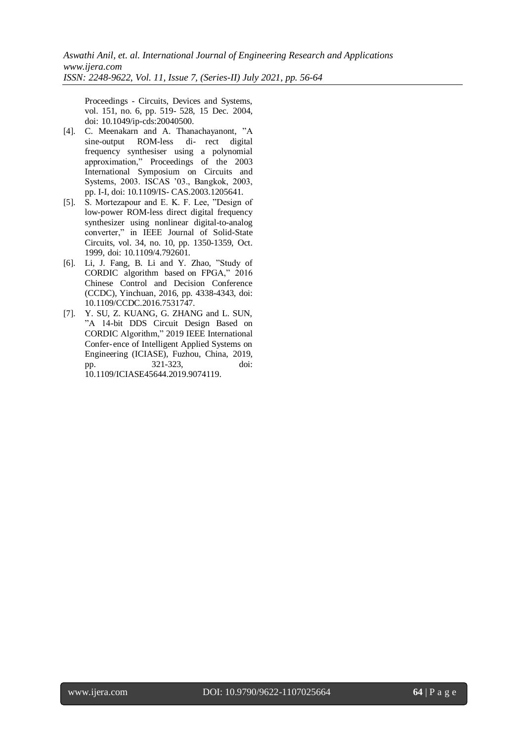Proceedings - Circuits, Devices and Systems, vol. 151, no. 6, pp. 519- 528, 15 Dec. 2004, doi: 10.1049/ip-cds:20040500.

[4]. C. Meenakarn and A. Thanachayanont, "A sine-output ROM-less di- rect digital frequency synthesiser using a polynomial approximation," Proceedings of the 2003 International Symposium on Circuits and Systems, 2003. ISCAS '03., Bangkok, 2003, pp. I-I, doi: 10.1109/IS- CAS.2003.1205641.

[5]. S. Mortezapour and E. K. F. Lee, "Design of low-power ROM-less direct digital frequency synthesizer using nonlinear digital-to-analog converter," in IEEE Journal of Solid-State Circuits, vol. 34, no. 10, pp. 1350-1359, Oct. 1999, doi: 10.1109/4.792601.

[6]. Li, J. Fang, B. Li and Y. Zhao, "Study of CORDIC algorithm based on FPGA," 2016 Chinese Control and Decision Conference (CCDC), Yinchuan, 2016, pp. 4338-4343, doi: 10.1109/CCDC.2016.7531747.

[7]. Y. SU, Z. KUANG, G. ZHANG and L. SUN, "A 14-bit DDS Circuit Design Based on CORDIC Algorithm," 2019 IEEE International Confer- ence of Intelligent Applied Systems on Engineering (ICIASE), Fuzhou, China, 2019, pp. 321-323, doi: 10.1109/ICIASE45644.2019.9074119.